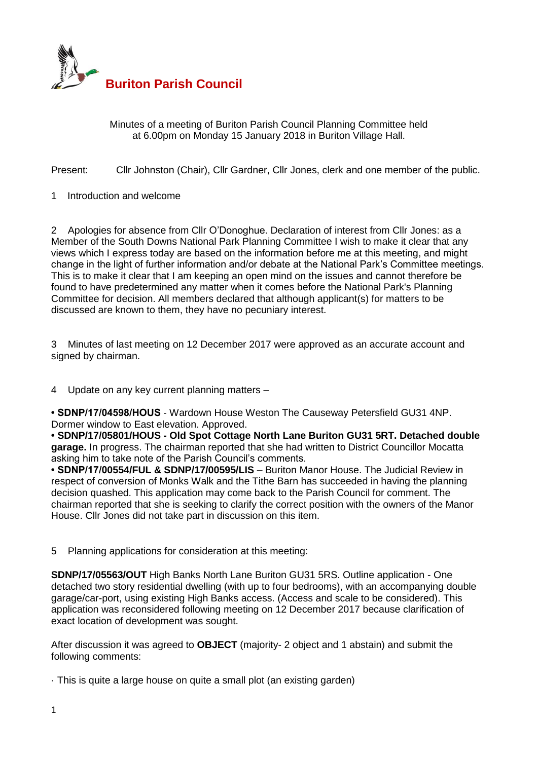# Buriton Parish Council

Minutes of a meeting of Buriton Parish Council Planning Committee held at 6.00pm on Monday 15 January 2018 in Buriton Village Hall.

Present: Cllr Johnston (Chair), Cllr Gardner, Cllr Jones, clerk and one member of the public.

1 Introduction and welcome

2 Apologies for absence from Cllr O'Donoghue. Declaration of interest from Cllr Jones: as a Member of the South Downs National Park Planning Committee I wish to make it clear that any views which I express today are based on the information before me at this meeting, and might change in the light of further information and/or debate at the National Park's Committee meetings. This is to make it clear that I am keeping an open mind on the issues and cannot therefore be found to have predetermined any matter when it comes before the National Park's Planning Committee for decision. All members declared that although applicant(s) for matters to be discussed are known to them, they have no pecuniary interest.

3 Minutes of last meeting on 12 December 2017 were approved as an accurate account and signed by chairman.

4 Update on any key current planning matters –

- **SDNP/17/04598/HOUS** - Wardown House Weston The Causeway Petersfield GU31 4NP. Dormer window to East elevation. Approved.
- **SDNP/17/05801/HOUS - Old Spot Cottage North Lane Buriton GU31 5RT. Detached double garage.** In progress. The chairman reported that she had written to District Councillor Mocatta asking him to take note of the Parish Council's comments.
- **SDNP/17/00554/FUL & SDNP/17/00595/LIS** – Buriton Manor House. The Judicial Review in respect of conversion of Monks Walk and the Tithe Barn has succeeded in having the planning decision quashed. This application may come back to the Parish Council for comment. The chairman reported that she is seeking to clarify the correct position with the owners of the Manor House. Cllr Jones did not take part in discussion on this item.

5 Planning applications for consideration at this meeting:

**SDNP/17/05563/OUT** High Banks North Lane Buriton GU31 5RS. Outline application - One detached two story residential dwelling (with up to four bedrooms), with an accompanying double garage/car-port, using existing High Banks access. (Access and scale to be considered). This application was reconsidered following meeting on 12 December 2017 because clarification of exact location of development was sought.

After discussion it was agreed to **OBJECT** (majority- 2 object and 1 abstain) and submit the following comments:

- This is quite a large house on quite a small plot (an existing garden)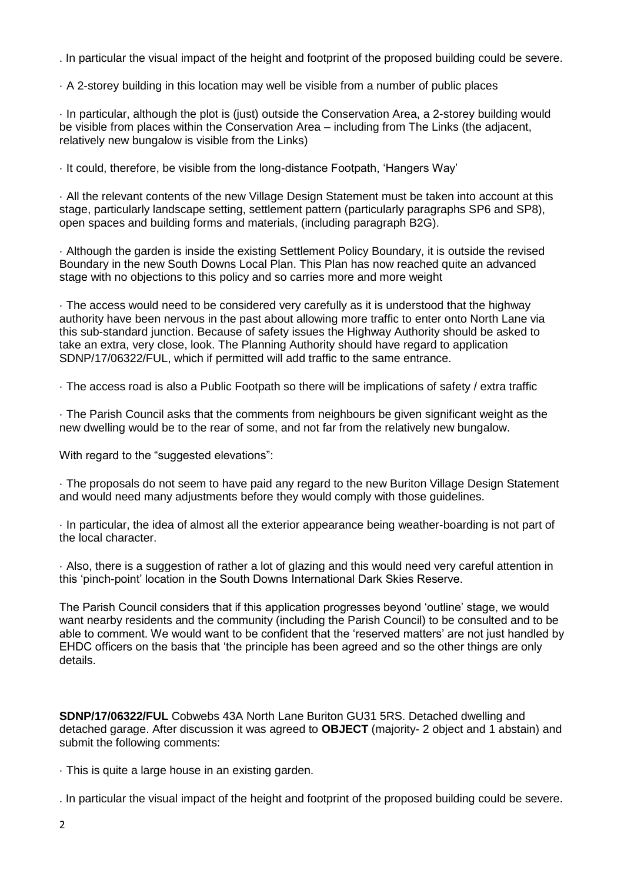. In particular the visual impact of the height and footprint of the proposed building could be severe.

· A 2-storey building in this location may well be visible from a number of public places

· In particular, although the plot is (just) outside the Conservation Area, a 2-storey building would be visible from places within the Conservation Area – including from The Links (the adjacent, relatively new bungalow is visible from the Links)

· It could, therefore, be visible from the long-distance Footpath, 'Hangers Way'

· All the relevant contents of the new Village Design Statement must be taken into account at this stage, particularly landscape setting, settlement pattern (particularly paragraphs SP6 and SP8), open spaces and building forms and materials, (including paragraph B2G).

· Although the garden is inside the existing Settlement Policy Boundary, it is outside the revised Boundary in the new South Downs Local Plan. This Plan has now reached quite an advanced stage with no objections to this policy and so carries more and more weight

· The access would need to be considered very carefully as it is understood that the highway authority have been nervous in the past about allowing more traffic to enter onto North Lane via this sub-standard junction. Because of safety issues the Highway Authority should be asked to take an extra, very close, look. The Planning Authority should have regard to application SDNP/17/06322/FUL, which if permitted will add traffic to the same entrance.

· The access road is also a Public Footpath so there will be implications of safety / extra traffic

· The Parish Council asks that the comments from neighbours be given significant weight as the new dwelling would be to the rear of some, and not far from the relatively new bungalow.

With regard to the "suggested elevations":

· The proposals do not seem to have paid any regard to the new Buriton Village Design Statement and would need many adjustments before they would comply with those guidelines.

· In particular, the idea of almost all the exterior appearance being weather-boarding is not part of the local character.

· Also, there is a suggestion of rather a lot of glazing and this would need very careful attention in this 'pinch-point' location in the South Downs International Dark Skies Reserve.

The Parish Council considers that if this application progresses beyond 'outline' stage, we would want nearby residents and the community (including the Parish Council) to be consulted and to be able to comment. We would want to be confident that the 'reserved matters' are not just handled by EHDC officers on the basis that 'the principle has been agreed and so the other things are only details.

**SDNP/17/06322/FUL** Cobwebs 43A North Lane Buriton GU31 5RS. Detached dwelling and detached garage. After discussion it was agreed to **OBJECT** (majority- 2 object and 1 abstain) and submit the following comments:

· This is quite a large house in an existing garden.

. In particular the visual impact of the height and footprint of the proposed building could be severe.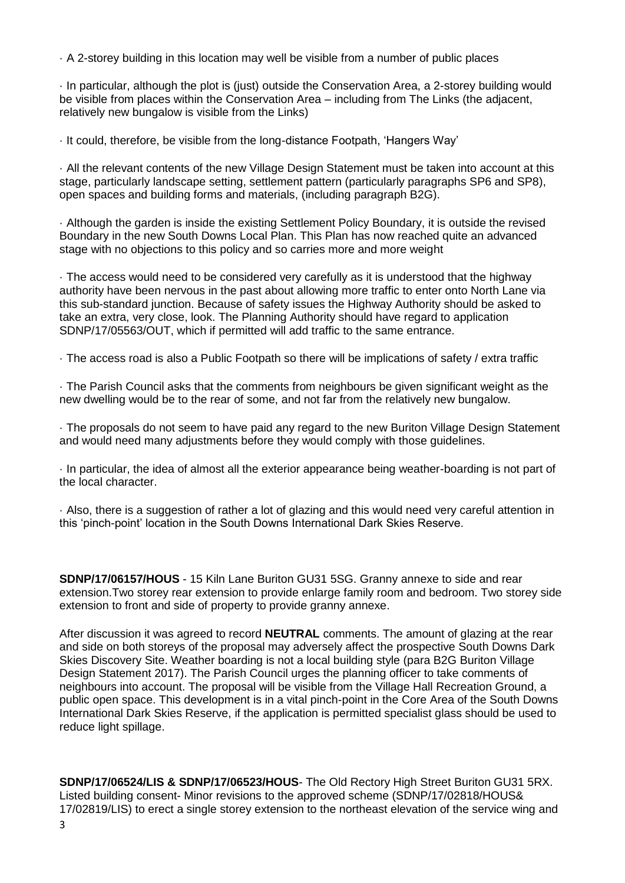· A 2-storey building in this location may well be visible from a number of public places

· In particular, although the plot is (just) outside the Conservation Area, a 2-storey building would be visible from places within the Conservation Area – including from The Links (the adjacent, relatively new bungalow is visible from the Links)

· It could, therefore, be visible from the long-distance Footpath, 'Hangers Way'

· All the relevant contents of the new Village Design Statement must be taken into account at this stage, particularly landscape setting, settlement pattern (particularly paragraphs SP6 and SP8), open spaces and building forms and materials, (including paragraph B2G).

· Although the garden is inside the existing Settlement Policy Boundary, it is outside the revised Boundary in the new South Downs Local Plan. This Plan has now reached quite an advanced stage with no objections to this policy and so carries more and more weight

· The access would need to be considered very carefully as it is understood that the highway authority have been nervous in the past about allowing more traffic to enter onto North Lane via this sub-standard junction. Because of safety issues the Highway Authority should be asked to take an extra, very close, look. The Planning Authority should have regard to application SDNP/17/05563/OUT, which if permitted will add traffic to the same entrance.

· The access road is also a Public Footpath so there will be implications of safety / extra traffic

· The Parish Council asks that the comments from neighbours be given significant weight as the new dwelling would be to the rear of some, and not far from the relatively new bungalow.

· The proposals do not seem to have paid any regard to the new Buriton Village Design Statement and would need many adjustments before they would comply with those guidelines.

· In particular, the idea of almost all the exterior appearance being weather-boarding is not part of the local character.

· Also, there is a suggestion of rather a lot of glazing and this would need very careful attention in this 'pinch-point' location in the South Downs International Dark Skies Reserve.

**SDNP/17/06157/HOUS** - 15 Kiln Lane Buriton GU31 5SG. Granny annexe to side and rear extension.Two storey rear extension to provide enlarge family room and bedroom. Two storey side extension to front and side of property to provide granny annexe.

After discussion it was agreed to record **NEUTRAL** comments. The amount of glazing at the rear and side on both storeys of the proposal may adversely affect the prospective South Downs Dark Skies Discovery Site. Weather boarding is not a local building style (para B2G Buriton Village Design Statement 2017). The Parish Council urges the planning officer to take comments of neighbours into account. The proposal will be visible from the Village Hall Recreation Ground, a public open space. This development is in a vital pinch-point in the Core Area of the South Downs International Dark Skies Reserve, if the application is permitted specialist glass should be used to reduce light spillage.

**SDNP/17/06524/LIS & SDNP/17/06523/HOUS**- The Old Rectory High Street Buriton GU31 5RX. Listed building consent- Minor revisions to the approved scheme (SDNP/17/02818/HOUS& 17/02819/LIS) to erect a single storey extension to the northeast elevation of the service wing and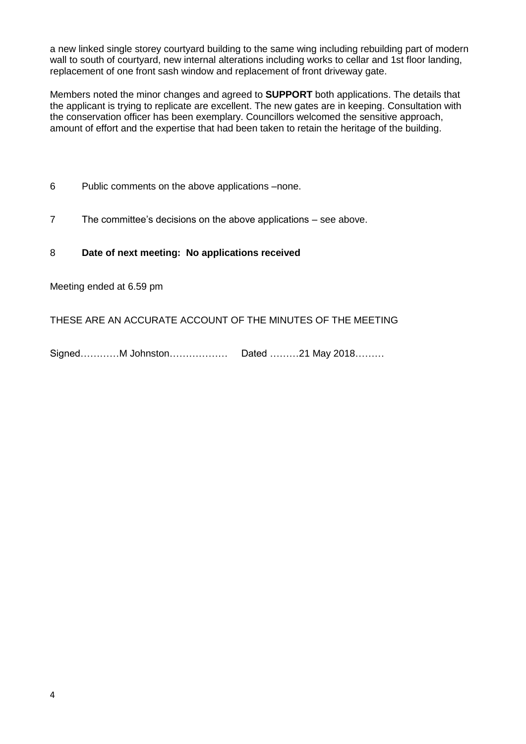a new linked single storey courtyard building to the same wing including rebuilding part of modern wall to south of courtyard, new internal alterations including works to cellar and 1st floor landing, replacement of one front sash window and replacement of front driveway gate.

Members noted the minor changes and agreed to **SUPPORT** both applications. The details that the applicant is trying to replicate are excellent. The new gates are in keeping. Consultation with the conservation officer has been exemplary. Councillors welcomed the sensitive approach, amount of effort and the expertise that had been taken to retain the heritage of the building.

6 Public comments on the above applications –none.

7 The committee's decisions on the above applications – see above.

8 **Date of next meeting: No applications received**

Meeting ended at 6.59 pm

THESE ARE AN ACCURATE ACCOUNT OF THE MINUTES OF THE MEETING

Signed…………M Johnston……………… Dated ………21 May 2018………